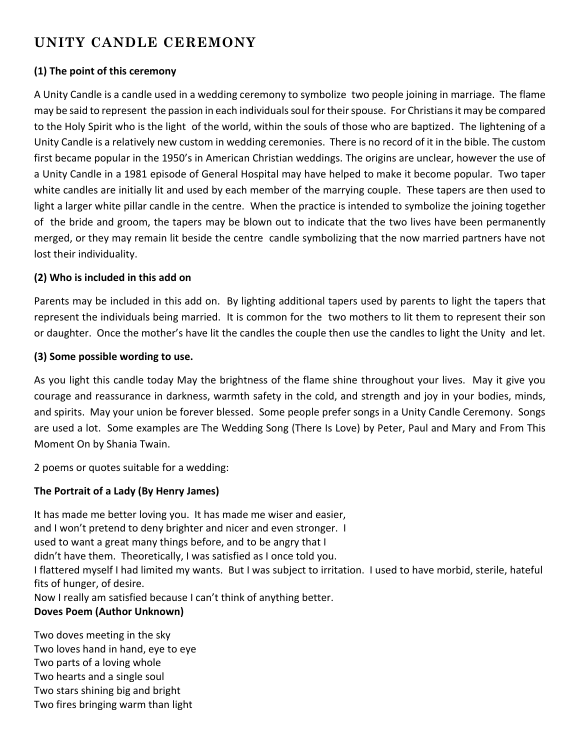# UNITY CANDLE CEREMONY

### (1) The point of this ceremony

A Unity Candle is a candle used in a wedding ceremony to symbolize two people joining in marriage. The flame may be said to represent the passion in each individuals soul for their spouse. For Christians it may be compared to the Holy Spirit who is the light of the world, within the souls of those who are baptized. The lightening of a Unity Candle is a relatively new custom in wedding ceremonies. There is no record of it in the bible. The custom first became popular in the 1950's in American Christian weddings. The origins are unclear, however the use of a Unity Candle in a 1981 episode of General Hospital may have helped to make it become popular. Two taper white candles are initially lit and used by each member of the marrying couple. These tapers are then used to light a larger white pillar candle in the centre. When the practice is intended to symbolize the joining together of the bride and groom, the tapers may be blown out to indicate that the two lives have been permanently merged, or they may remain lit beside the centre candle symbolizing that the now married partners have not lost their individuality.

### (2) Who is included in this add on

Parents may be included in this add on. By lighting additional tapers used by parents to light the tapers that represent the individuals being married. It is common for the two mothers to lit them to represent their son or daughter. Once the mother's have lit the candles the couple then use the candles to light the Unity and let.

### (3) Some possible wording to use.

As you light this candle today May the brightness of the flame shine throughout your lives. May it give you courage and reassurance in darkness, warmth safety in the cold, and strength and joy in your bodies, minds, and spirits. May your union be forever blessed. Some people prefer songs in a Unity Candle Ceremony. Songs are used a lot. Some examples are The Wedding Song (There Is Love) by Peter, Paul and Mary and From This Moment On by Shania Twain.

2 poems or quotes suitable for a wedding:

**The Portrait of a Lady (By Henry James)**

It has made me better loving you. It has made me wiser and easier,
and I won't pretend to deny brighter and nicer and even stronger. I
used to want a great many things before, and to be angry that I
didn't have them. Theoretically, I was satisfied as I once told you.
I flattered myself I had limited my wants. But I was subject to irritation. I used to have morbid, sterile, hateful fits of hunger, of desire.
Now I really am satisfied because I can't think of anything better.

**Doves Poem (Author Unknown)**

Two doves meeting in the sky
Two loves hand in hand, eye to eye
Two parts of a loving whole
Two hearts and a single soul
Two stars shining big and bright
Two fires bringing warm than light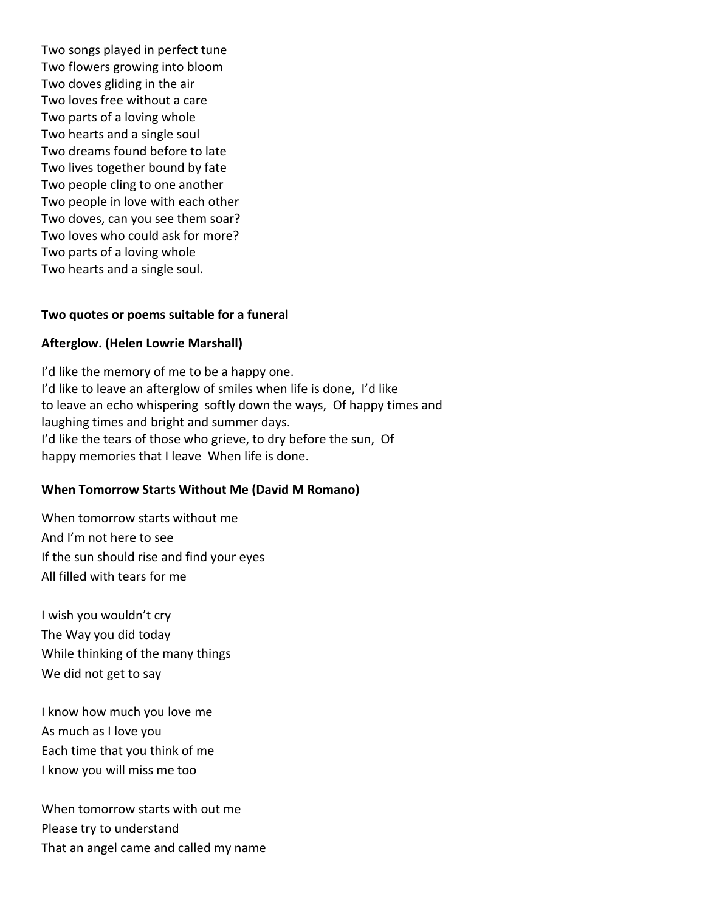Two songs played in perfect tune
Two flowers growing into bloom
Two doves gliding in the air
Two loves free without a care
Two parts of a loving whole
Two hearts and a single soul
Two dreams found before to late
Two lives together bound by fate
Two people cling to one another
Two people in love with each other
Two doves, can you see them soar?
Two loves who could ask for more?
Two parts of a loving whole
Two hearts and a single soul.

**Two quotes or poems suitable for a funeral**

**Afterglow. (Helen Lowrie Marshall)**

I'd like the memory of me to be a happy one.
I'd like to leave an afterglow of smiles when life is done, I'd like to leave an echo whispering softly down the ways, Of happy times and laughing times and bright and summer days.
I'd like the tears of those who grieve, to dry before the sun, Of happy memories that I leave When life is done.

**When Tomorrow Starts Without Me (David M Romano)**

When tomorrow starts without me
And I'm not here to see
If the sun should rise and find your eyes
All filled with tears for me

I wish you wouldn't cry
The Way you did today
While thinking of the many things
We did not get to say

I know how much you love me
As much as I love you
Each time that you think of me
I know you will miss me too

When tomorrow starts with out me
Please try to understand
That an angel came and called my name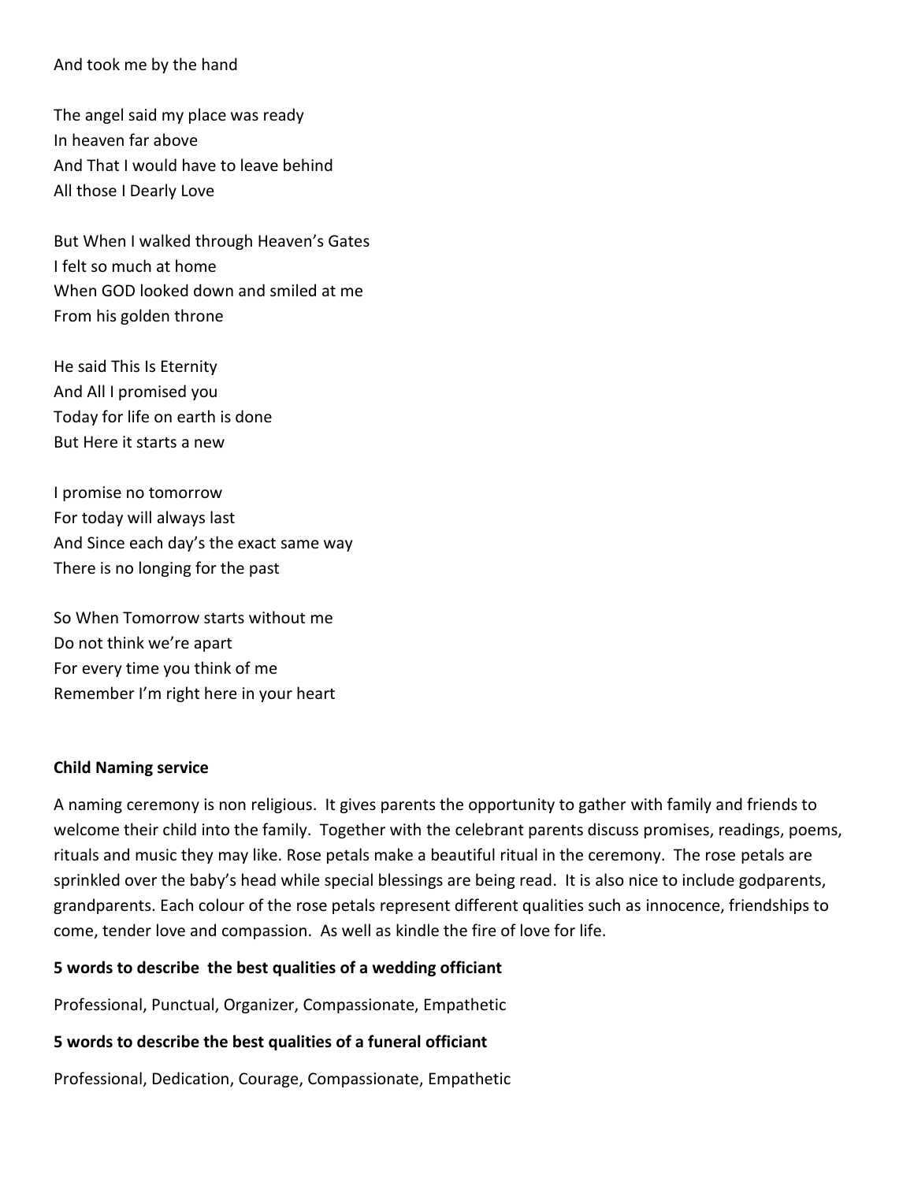And took me by the hand

The angel said my place was ready  
In heaven far above  
And That I would have to leave behind  
All those I Dearly Love

But When I walked through Heaven's Gates  
I felt so much at home  
When GOD looked down and smiled at me  
From his golden throne

He said This Is Eternity  
And All I promised you  
Today for life on earth is done  
But Here it starts a new

I promise no tomorrow  
For today will always last  
And Since each day's the exact same way  
There is no longing for the past

So When Tomorrow starts without me  
Do not think we're apart  
For every time you think of me  
Remember I'm right here in your heart

**Child Naming service**

A naming ceremony is non religious. It gives parents the opportunity to gather with family and friends to welcome their child into the family. Together with the celebrant parents discuss promises, readings, poems, rituals and music they may like. Rose petals make a beautiful ritual in the ceremony. The rose petals are sprinkled over the baby's head while special blessings are being read. It is also nice to include godparents, grandparents. Each colour of the rose petals represent different qualities such as innocence, friendships to come, tender love and compassion. As well as kindle the fire of love for life.

**5 words to describe the best qualities of a wedding officiant**

Professional, Punctual, Organizer, Compassionate, Empathetic

**5 words to describe the best qualities of a funeral officiant**

Professional, Dedication, Courage, Compassionate, Empathetic